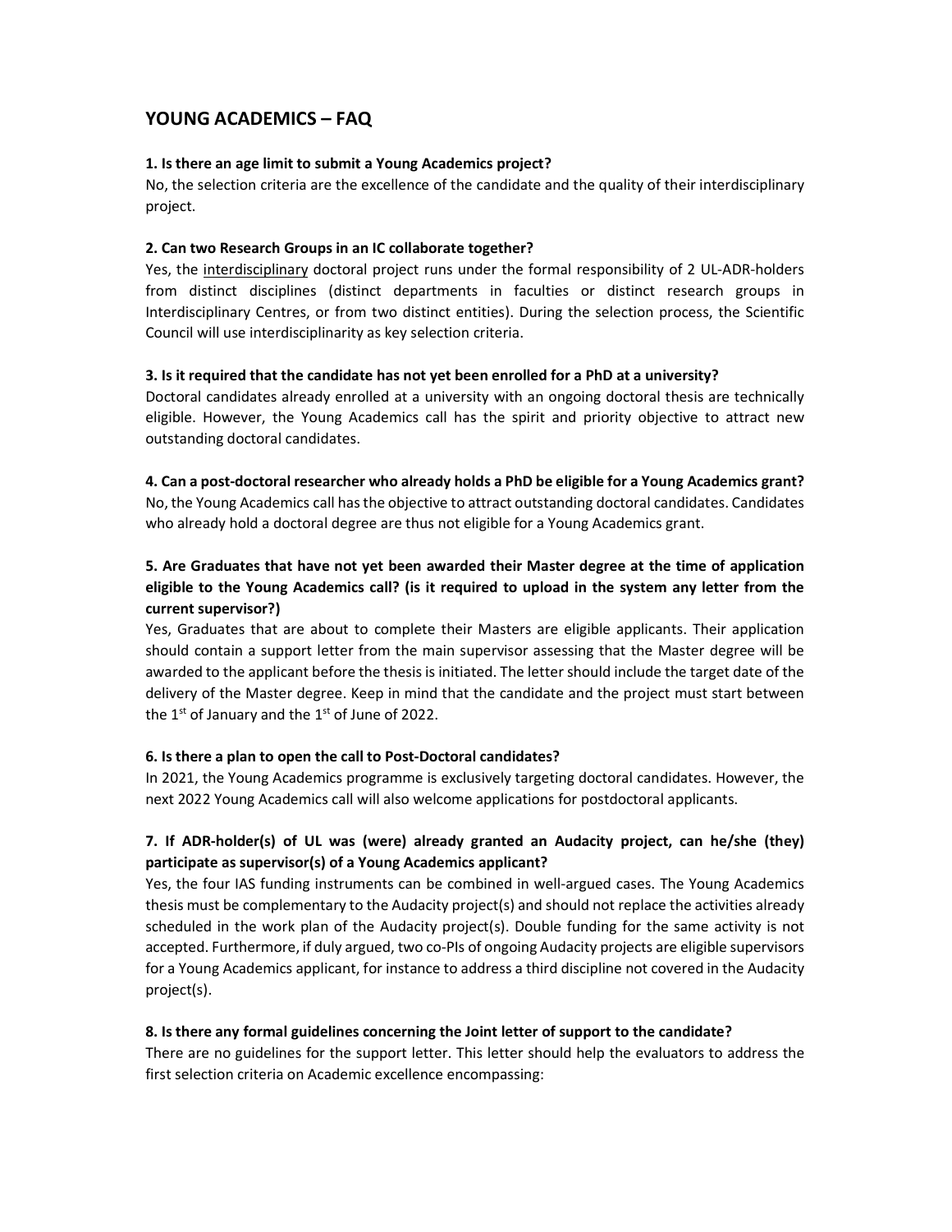# YOUNG ACADEMICS – FAQ

**1. Is there an age limit to submit a Young Academics project?**

No, the selection criteria are the excellence of the candidate and the quality of their interdisciplinary project.

**2. Can two Research Groups in an IC collaborate together?**

Yes, the interdisciplinary doctoral project runs under the formal responsibility of 2 UL-ADR-holders from distinct disciplines (distinct departments in faculties or distinct research groups in Interdisciplinary Centres, or from two distinct entities). During the selection process, the Scientific Council will use interdisciplinarity as key selection criteria.

**3. Is it required that the candidate has not yet been enrolled for a PhD at a university?**

Doctoral candidates already enrolled at a university with an ongoing doctoral thesis are technically eligible. However, the Young Academics call has the spirit and priority objective to attract new outstanding doctoral candidates.

**4. Can a post-doctoral researcher who already holds a PhD be eligible for a Young Academics grant?**

No, the Young Academics call has the objective to attract outstanding doctoral candidates. Candidates who already hold a doctoral degree are thus not eligible for a Young Academics grant.

**5. Are Graduates that have not yet been awarded their Master degree at the time of application eligible to the Young Academics call? (is it required to upload in the system any letter from the current supervisor?)**

Yes, Graduates that are about to complete their Masters are eligible applicants. Their application should contain a support letter from the main supervisor assessing that the Master degree will be awarded to the applicant before the thesis is initiated. The letter should include the target date of the delivery of the Master degree. Keep in mind that the candidate and the project must start between the 1st of January and the 1st of June of 2022.

**6. Is there a plan to open the call to Post-Doctoral candidates?**

In 2021, the Young Academics programme is exclusively targeting doctoral candidates. However, the next 2022 Young Academics call will also welcome applications for postdoctoral applicants.

**7. If ADR-holder(s) of UL was (were) already granted an Audacity project, can he/she (they) participate as supervisor(s) of a Young Academics applicant?**

Yes, the four IAS funding instruments can be combined in well-argued cases. The Young Academics thesis must be complementary to the Audacity project(s) and should not replace the activities already scheduled in the work plan of the Audacity project(s). Double funding for the same activity is not accepted. Furthermore, if duly argued, two co-PIs of ongoing Audacity projects are eligible supervisors for a Young Academics applicant, for instance to address a third discipline not covered in the Audacity project(s).

**8. Is there any formal guidelines concerning the Joint letter of support to the candidate?**

There are no guidelines for the support letter. This letter should help the evaluators to address the first selection criteria on Academic excellence encompassing: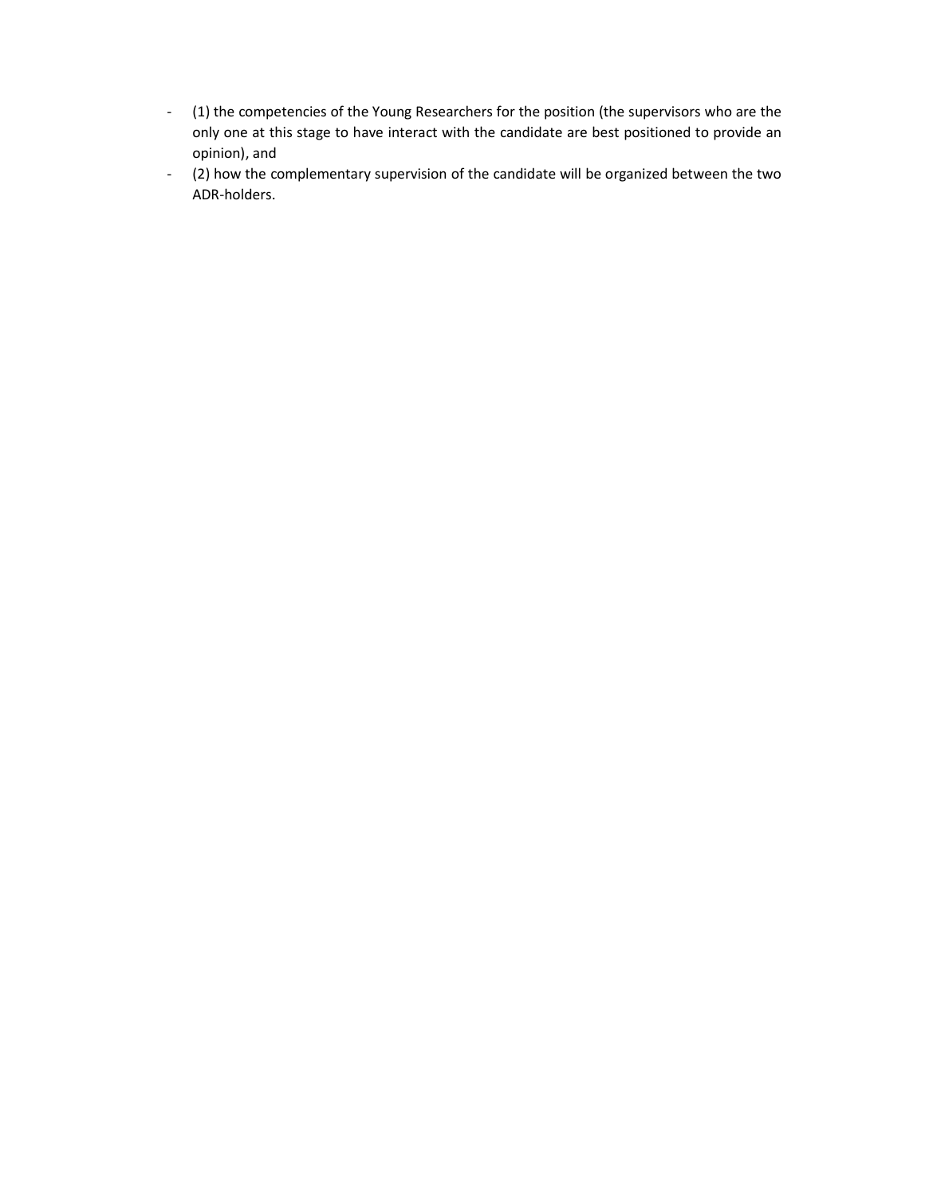- (1) the competencies of the Young Researchers for the position (the supervisors who are the only one at this stage to have interact with the candidate are best positioned to provide an opinion), and
- (2) how the complementary supervision of the candidate will be organized between the two ADR-holders.